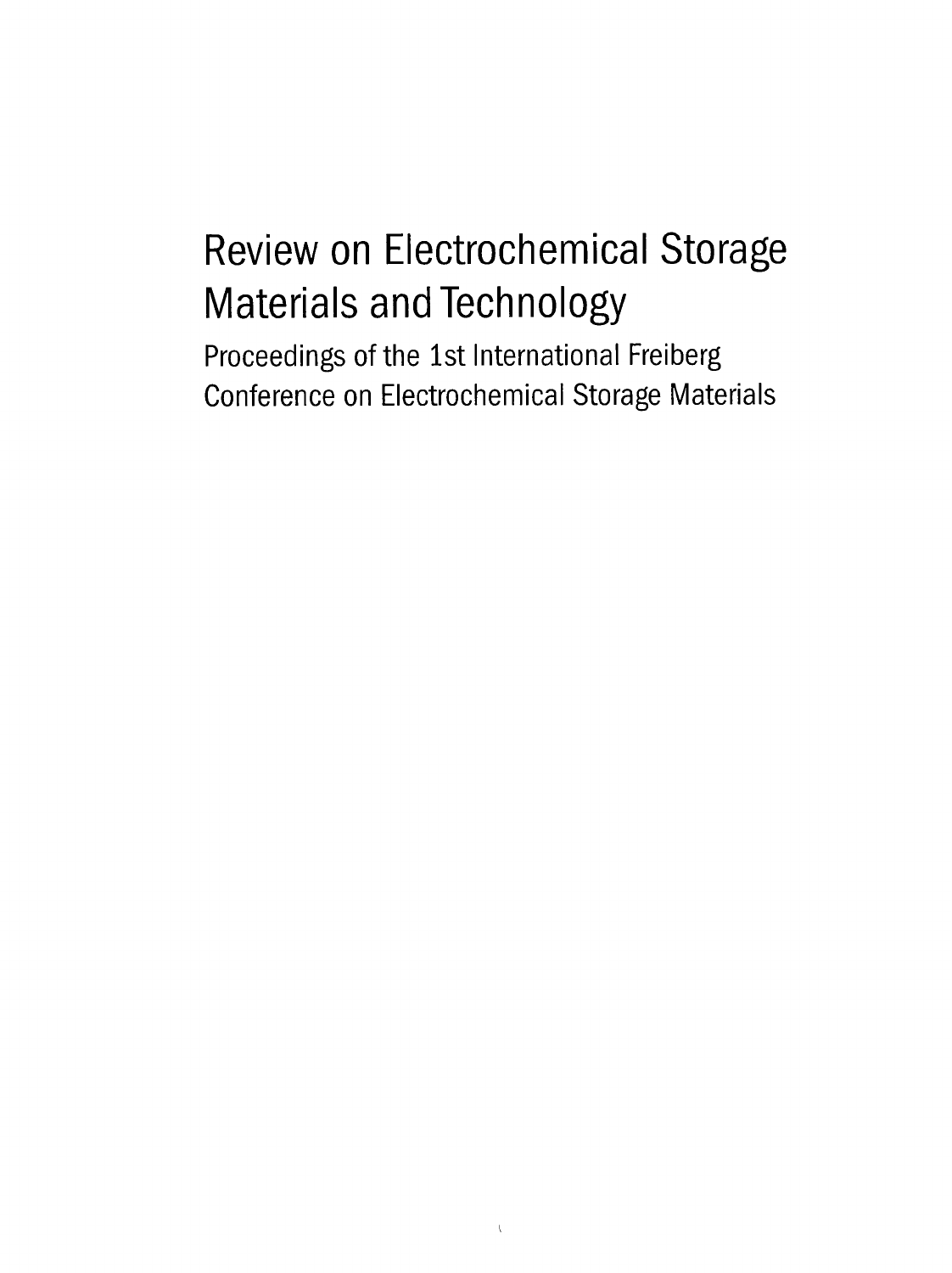# Review on Electrochemical Storage Materials and Technology

## Proceedings of the 1st International Freiberg Conference on Electrochemical Storage Materials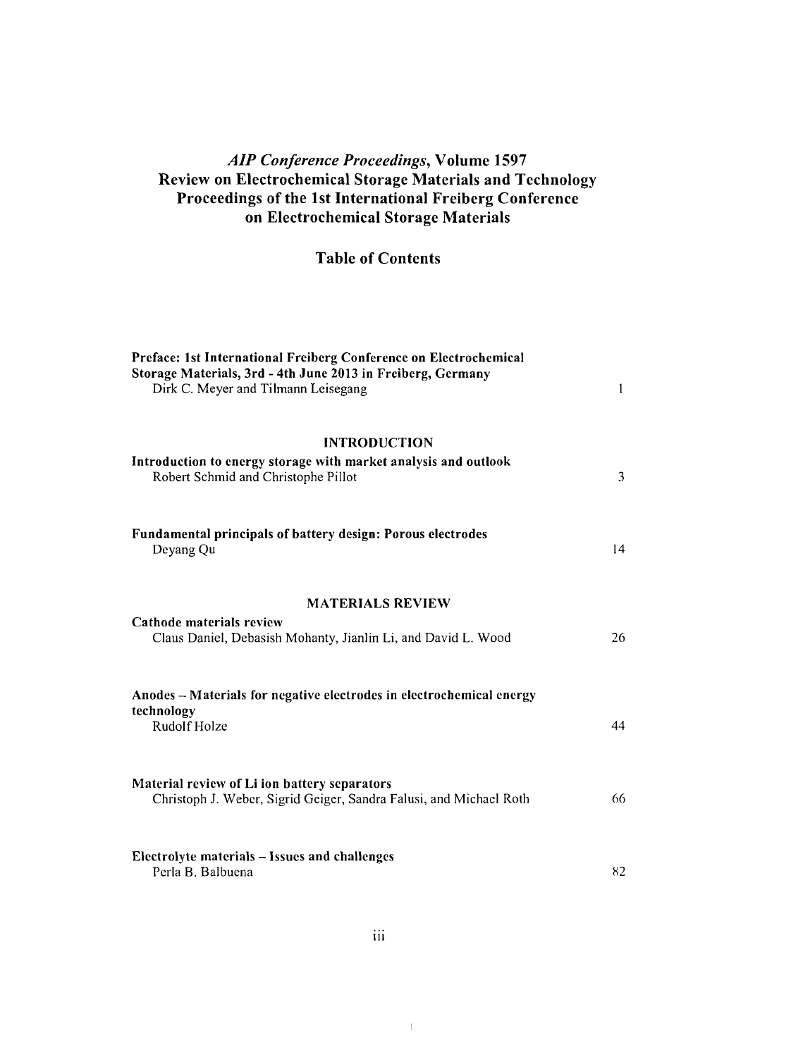# *AIP Conference Proceedings*, Volume 1597
# Review on Electrochemical Storage Materials and Technology
# Proceedings of the 1st International Freiberg Conference on Electrochemical Storage Materials

## Table of Contents

**Preface: 1st International Freiberg Conference on Electrochemical Storage Materials, 3rd - 4th June 2013 in Freiberg, Germany**
Dirk C. Meyer and Tilmann Leisegang — 1

### INTRODUCTION

**Introduction to energy storage with market analysis and outlook**
Robert Schmid and Christophe Pillot — 3

**Fundamental principals of battery design: Porous electrodes**
Deyang Qu — 14

### MATERIALS REVIEW

**Cathode materials review**
Claus Daniel, Debasish Mohanty, Jianlin Li, and David L. Wood — 26

**Anodes – Materials for negative electrodes in electrochemical energy technology**
Rudolf Holze — 44

**Material review of Li ion battery separators**
Christoph J. Weber, Sigrid Geiger, Sandra Falusi, and Michael Roth — 66

**Electrolyte materials – Issues and challenges**
Perla B. Balbuena — 82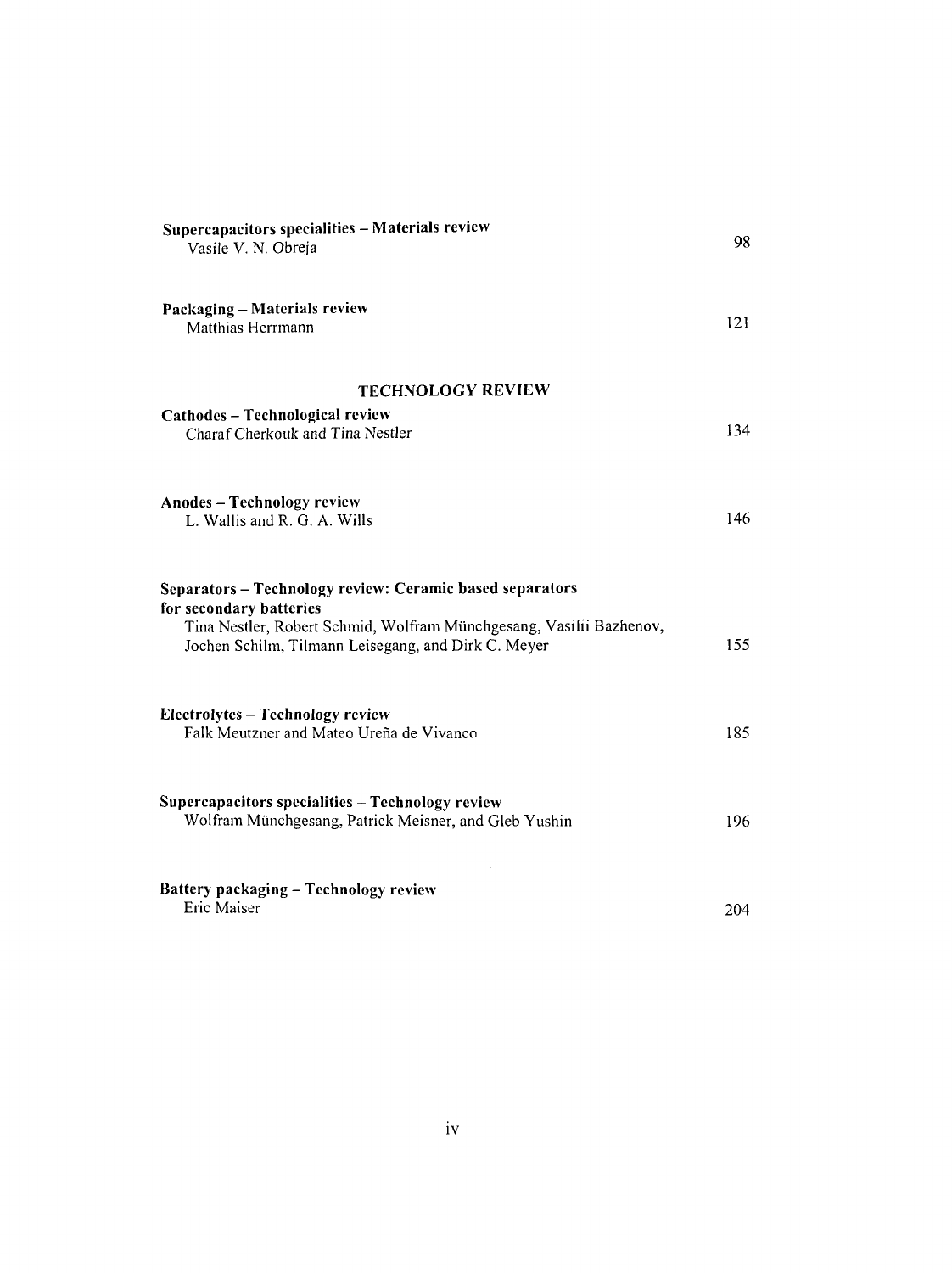**Supercapacitors specialities – Materials review**
Vasile V. N. Obreja — 98

**Packaging – Materials review**
Matthias Herrmann — 121

## TECHNOLOGY REVIEW

**Cathodes – Technological review**
Charaf Cherkouk and Tina Nestler — 134

**Anodes – Technology review**
L. Wallis and R. G. A. Wills — 146

**Separators – Technology review: Ceramic based separators for secondary batteries**
Tina Nestler, Robert Schmid, Wolfram Münchgesang, Vasilii Bazhenov, Jochen Schilm, Tilmann Leisegang, and Dirk C. Meyer — 155

**Electrolytes – Technology review**
Falk Meutzner and Mateo Ureña de Vivanco — 185

**Supercapacitors specialities – Technology review**
Wolfram Münchgesang, Patrick Meisner, and Gleb Yushin — 196

**Battery packaging – Technology review**
Eric Maiser — 204